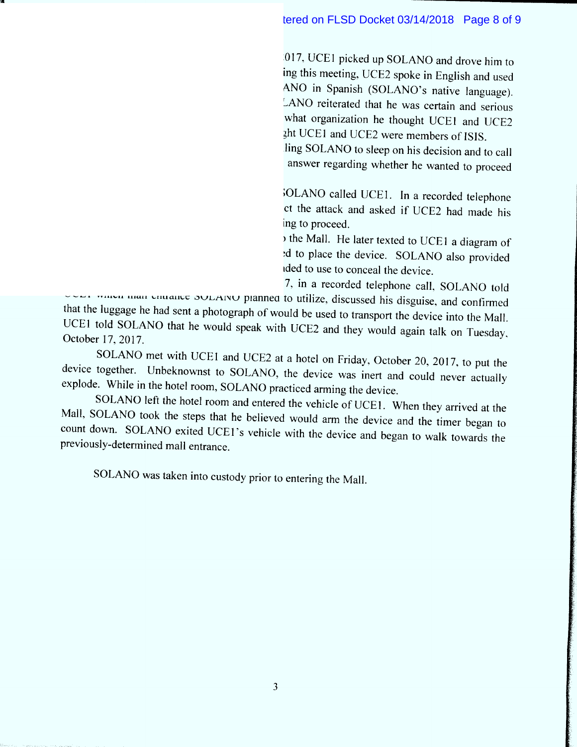017, UCE1 picked up SOLANO and drove him to
ing this meeting, UCE2 spoke in English and used
ANO in Spanish (SOLANO's native language).
LANO reiterated that he was certain and serious
what organization he thought UCE1 and UCE2
ght UCE1 and UCE2 were members of ISIS.
ling SOLANO to sleep on his decision and to call
answer regarding whether he wanted to proceed

SOLANO called UCE1. In a recorded telephone
ct the attack and asked if UCE2 had made his
ing to proceed.
the Mall. He later texted to UCE1 a diagram of
d to place the device. SOLANO also provided
nded to use to conceal the device.
7, in a recorded telephone call, SOLANO told
UCE1 which mall entrance SOLANO planned to utilize, discussed his disguise, and confirmed that the luggage he had sent a photograph of would be used to transport the device into the Mall. UCE1 told SOLANO that he would speak with UCE2 and they would again talk on Tuesday, October 17, 2017.

SOLANO met with UCE1 and UCE2 at a hotel on Friday, October 20, 2017, to put the device together. Unbeknownst to SOLANO, the device was inert and could never actually explode. While in the hotel room, SOLANO practiced arming the device.

SOLANO left the hotel room and entered the vehicle of UCE1. When they arrived at the Mall, SOLANO took the steps that he believed would arm the device and the timer began to count down. SOLANO exited UCE1's vehicle with the device and began to walk towards the previously-determined mall entrance.

SOLANO was taken into custody prior to entering the Mall.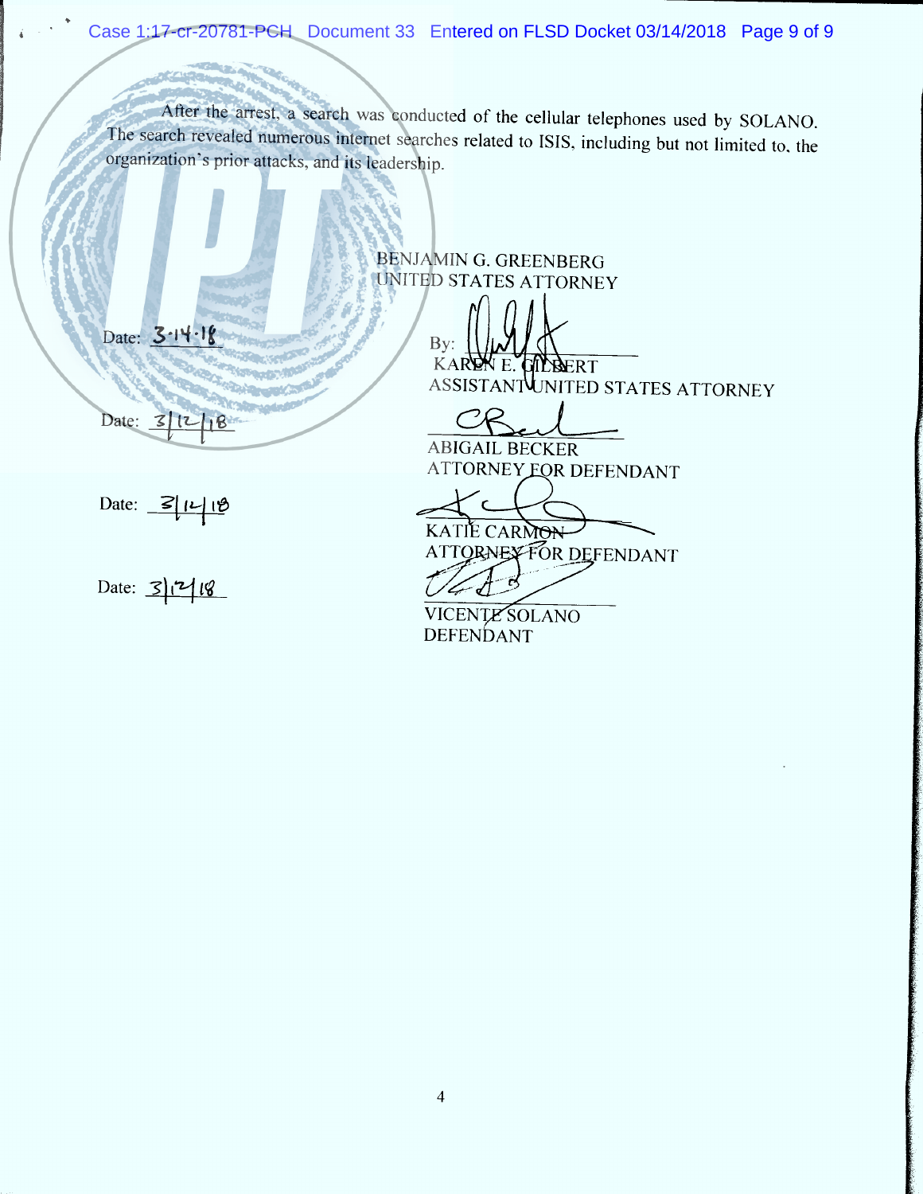After the arrest, a search was conducted of the cellular telephones used by SOLANO. The search revealed numerous internet searches related to ISIS, including but not limited to, the organization's prior attacks, and its leadership.

BENJAMIN G. GREENBERG
UNITED STATES ATTORNEY

Date: 3·14·18

By: ______________________
KAREN E. GILBERT
ASSISTANT UNITED STATES ATTORNEY

Date: 3/12/18

______________________
ABIGAIL BECKER
ATTORNEY FOR DEFENDANT

Date: 3/12/18

______________________
KATIE CARMON
ATTORNEY FOR DEFENDANT

Date: 3/12/18

______________________
VICENTE SOLANO
DEFENDANT